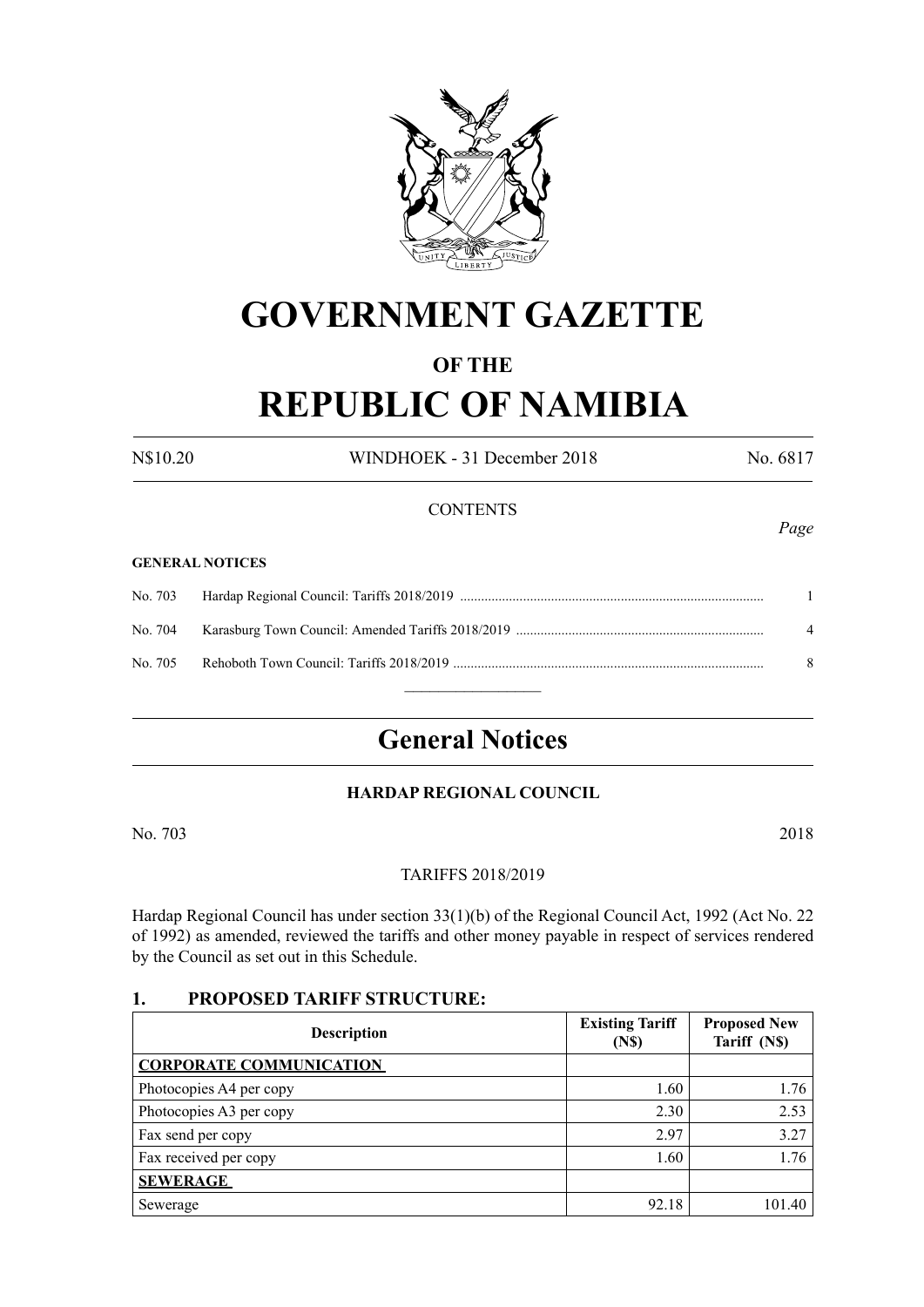# GOVERNMENT GAZETTE

## OF THE

# REPUBLIC OF NAMIBIA

N$10.20 WINDHOEK - 31 December 2018 No. 6817

CONTENTS

*Page*

**GENERAL NOTICES**

| | | |
|---|---|---|
| No. 703 | Hardap Regional Council: Tariffs 2018/2019 | 1 |
| No. 704 | Karasburg Town Council: Amended Tariffs 2018/2019 | 4 |
| No. 705 | Rehoboth Town Council: Tariffs 2018/2019 | 8 |

# General Notices

### HARDAP REGIONAL COUNCIL

No. 703 2018

TARIFFS 2018/2019

Hardap Regional Council has under section 33(1)(b) of the Regional Council Act, 1992 (Act No. 22 of 1992) as amended, reviewed the tariffs and other money payable in respect of services rendered by the Council as set out in this Schedule.

### 1. PROPOSED TARIFF STRUCTURE:

| Description | Existing Tariff (N$) | Proposed New Tariff (N$) |
|---|---|---|
| **CORPORATE COMMUNICATION** | | |
| Photocopies A4 per copy | 1.60 | 1.76 |
| Photocopies A3 per copy | 2.30 | 2.53 |
| Fax send per copy | 2.97 | 3.27 |
| Fax received per copy | 1.60 | 1.76 |
| **SEWERAGE** | | |
| Sewerage | 92.18 | 101.40 |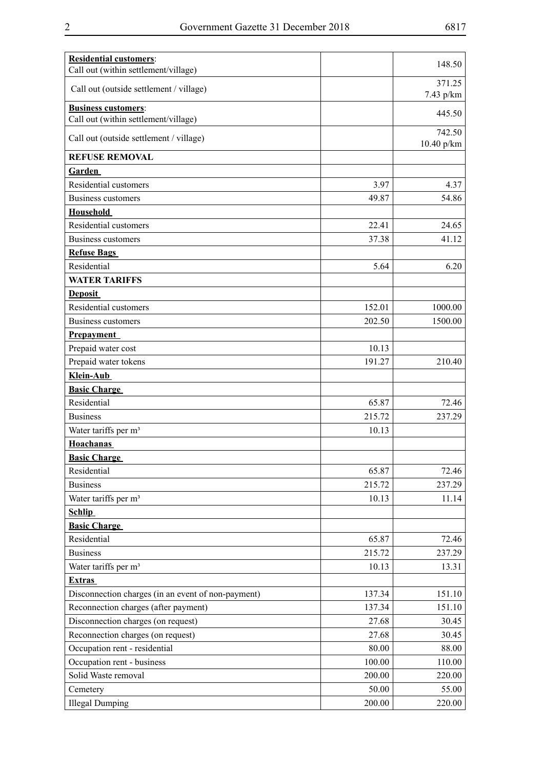| | | |
|---|---|---|
| **Residential customers**:<br>Call out (within settlement/village) | | 148.50 |
| Call out (outside settlement / village) | | 371.25<br>7.43 p/km |
| **Business customers**:<br>Call out (within settlement/village) | | 445.50 |
| Call out (outside settlement / village) | | 742.50<br>10.40 p/km |
| **REFUSE REMOVAL** | | |
| **Garden** | | |
| Residential customers | 3.97 | 4.37 |
| Business customers | 49.87 | 54.86 |
| **Household** | | |
| Residential customers | 22.41 | 24.65 |
| Business customers | 37.38 | 41.12 |
| **Refuse Bags** | | |
| Residential | 5.64 | 6.20 |
| **WATER TARIFFS** | | |
| **Deposit** | | |
| Residential customers | 152.01 | 1000.00 |
| Business customers | 202.50 | 1500.00 |
| **Prepayment** | | |
| Prepaid water cost | 10.13 | |
| Prepaid water tokens | 191.27 | 210.40 |
| **Klein-Aub** | | |
| **Basic Charge** | | |
| Residential | 65.87 | 72.46 |
| Business | 215.72 | 237.29 |
| Water tariffs per m³ | 10.13 | |
| **Hoachanas** | | |
| **Basic Charge** | | |
| Residential | 65.87 | 72.46 |
| Business | 215.72 | 237.29 |
| Water tariffs per m³ | 10.13 | 11.14 |
| **Schlip** | | |
| **Basic Charge** | | |
| Residential | 65.87 | 72.46 |
| Business | 215.72 | 237.29 |
| Water tariffs per m³ | 10.13 | 13.31 |
| **Extras** | | |
| Disconnection charges (in an event of non-payment) | 137.34 | 151.10 |
| Reconnection charges (after payment) | 137.34 | 151.10 |
| Disconnection charges (on request) | 27.68 | 30.45 |
| Reconnection charges (on request) | 27.68 | 30.45 |
| Occupation rent - residential | 80.00 | 88.00 |
| Occupation rent - business | 100.00 | 110.00 |
| Solid Waste removal | 200.00 | 220.00 |
| Cemetery | 50.00 | 55.00 |
| Illegal Dumping | 200.00 | 220.00 |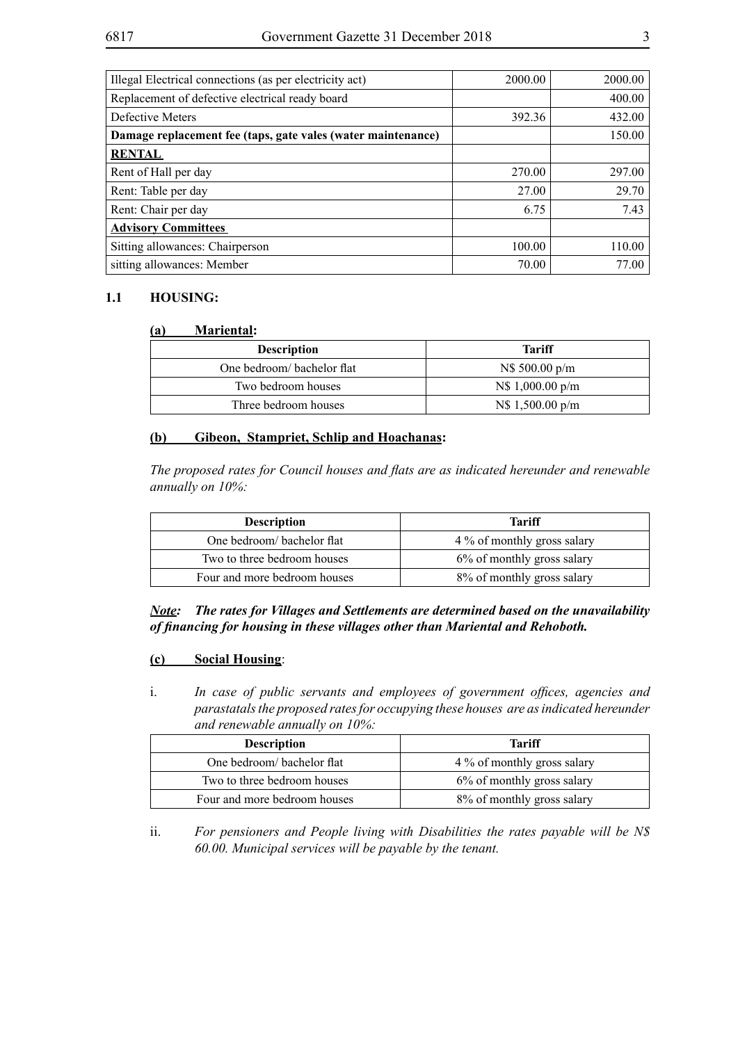| | | |
|---|---|---|
| Illegal Electrical connections (as per electricity act) | 2000.00 | 2000.00 |
| Replacement of defective electrical ready board | | 400.00 |
| Defective Meters | 392.36 | 432.00 |
| **Damage replacement fee (taps, gate vales (water maintenance)** | | 150.00 |
| **RENTAL** | | |
| Rent of Hall per day | 270.00 | 297.00 |
| Rent: Table per day | 27.00 | 29.70 |
| Rent: Chair per day | 6.75 | 7.43 |
| **Advisory Committees** | | |
| Sitting allowances: Chairperson | 100.00 | 110.00 |
| sitting allowances: Member | 70.00 | 77.00 |

**1.1 HOUSING:**

**(a) Mariental:**

| Description | Tariff |
|---|---|
| One bedroom/ bachelor flat | N$ 500.00 p/m |
| Two bedroom houses | N$ 1,000.00 p/m |
| Three bedroom houses | N$ 1,500.00 p/m |

**(b) Gibeon, Stampriet, Schlip and Hoachanas:**

*The proposed rates for Council houses and flats are as indicated hereunder and renewable annually on 10%:*

| Description | Tariff |
|---|---|
| One bedroom/ bachelor flat | 4 % of monthly gross salary |
| Two to three bedroom houses | 6% of monthly gross salary |
| Four and more bedroom houses | 8% of monthly gross salary |

***Note:* *The rates for Villages and Settlements are determined based on the unavailability of financing for housing in these villages other than Mariental and Rehoboth.***

**(c) Social Housing**:

i. *In case of public servants and employees of government offices, agencies and parastatals the proposed rates for occupying these houses are as indicated hereunder and renewable annually on 10%:*

| Description | Tariff |
|---|---|
| One bedroom/ bachelor flat | 4 % of monthly gross salary |
| Two to three bedroom houses | 6% of monthly gross salary |
| Four and more bedroom houses | 8% of monthly gross salary |

ii. *For pensioners and People living with Disabilities the rates payable will be N$ 60.00. Municipal services will be payable by the tenant.*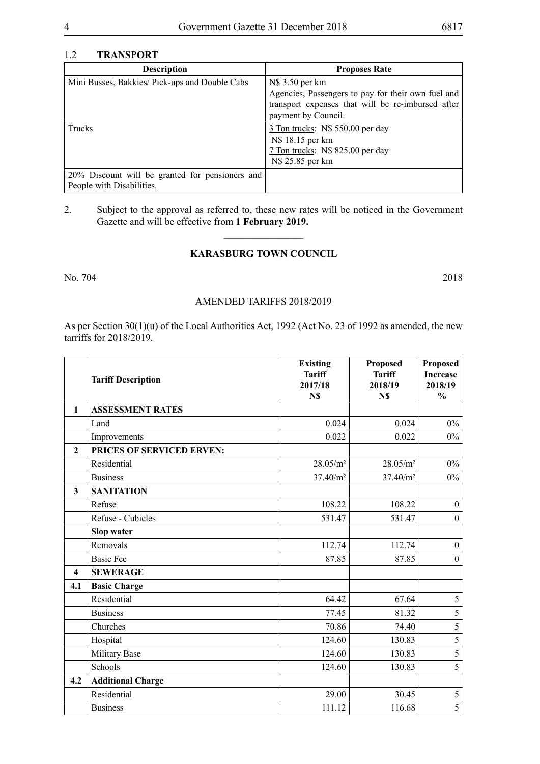1.2 **TRANSPORT**

| Description | Proposes Rate |
|---|---|
| Mini Busses, Bakkies/ Pick-ups and Double Cabs | N$ 3.50 per km<br>Agencies, Passengers to pay for their own fuel and transport expenses that will be re-imbursed after payment by Council. |
| Trucks | 3 Ton trucks: N$ 550.00 per day<br>N$ 18.15 per km<br>7 Ton trucks: N$ 825.00 per day<br>N$ 25.85 per km |
| 20% Discount will be granted for pensioners and People with Disabilities. | |

2. Subject to the approval as referred to, these new rates will be noticed in the Government Gazette and will be effective from **1 February 2019.**

________________

**KARASBURG TOWN COUNCIL**

No. 704 2018

AMENDED TARIFFS 2018/2019

As per Section 30(1)(u) of the Local Authorities Act, 1992 (Act No. 23 of 1992 as amended, the new tarriffs for 2018/2019.

| | Tariff Description | Existing Tariff 2017/18 N$ | Proposed Tariff 2018/19 N$ | Proposed Increase 2018/19 % |
|---|---|---|---|---|
| **1** | **ASSESSMENT RATES** | | | |
| | Land | 0.024 | 0.024 | 0% |
| | Improvements | 0.022 | 0.022 | 0% |
| **2** | **PRICES OF SERVICED ERVEN:** | | | |
| | Residential | 28.05/m² | 28.05/m² | 0% |
| | Business | 37.40/m² | 37.40/m² | 0% |
| **3** | **SANITATION** | | | |
| | Refuse | 108.22 | 108.22 | 0 |
| | Refuse - Cubicles | 531.47 | 531.47 | 0 |
| | **Slop water** | | | |
| | Removals | 112.74 | 112.74 | 0 |
| | Basic Fee | 87.85 | 87.85 | 0 |
| **4** | **SEWERAGE** | | | |
| **4.1** | **Basic Charge** | | | |
| | Residential | 64.42 | 67.64 | 5 |
| | Business | 77.45 | 81.32 | 5 |
| | Churches | 70.86 | 74.40 | 5 |
| | Hospital | 124.60 | 130.83 | 5 |
| | Military Base | 124.60 | 130.83 | 5 |
| | Schools | 124.60 | 130.83 | 5 |
| **4.2** | **Additional Charge** | | | |
| | Residential | 29.00 | 30.45 | 5 |
| | Business | 111.12 | 116.68 | 5 |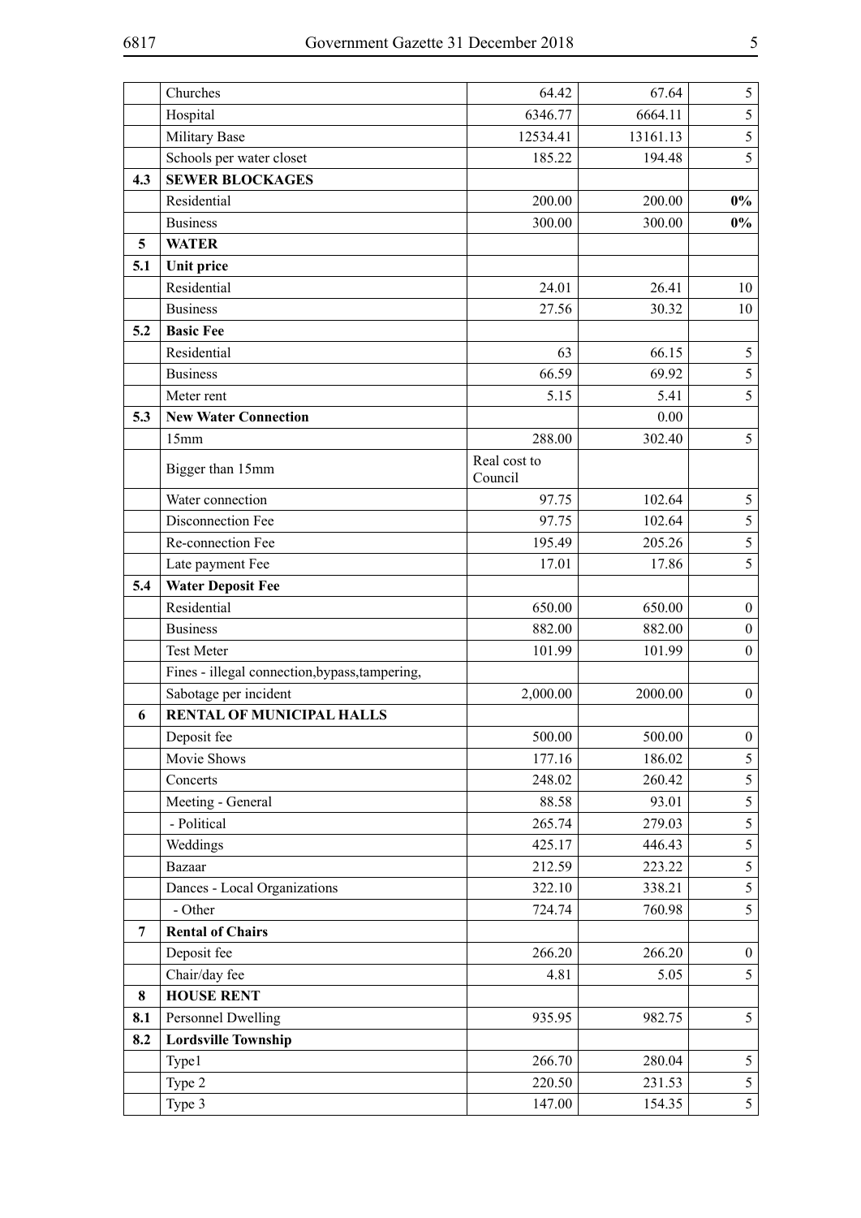| | | | | |
|---|---|---|---|---|
| | Churches | 64.42 | 67.64 | 5 |
| | Hospital | 6346.77 | 6664.11 | 5 |
| | Military Base | 12534.41 | 13161.13 | 5 |
| | Schools per water closet | 185.22 | 194.48 | 5 |
| **4.3** | **SEWER BLOCKAGES** | | | |
| | Residential | 200.00 | 200.00 | **0%** |
| | Business | 300.00 | 300.00 | **0%** |
| **5** | **WATER** | | | |
| **5.1** | **Unit price** | | | |
| | Residential | 24.01 | 26.41 | 10 |
| | Business | 27.56 | 30.32 | 10 |
| **5.2** | **Basic Fee** | | | |
| | Residential | 63 | 66.15 | 5 |
| | Business | 66.59 | 69.92 | 5 |
| | Meter rent | 5.15 | 5.41 | 5 |
| **5.3** | **New Water Connection** | | 0.00 | |
| | 15mm | 288.00 | 302.40 | 5 |
| | Bigger than 15mm | Real cost to Council | | |
| | Water connection | 97.75 | 102.64 | 5 |
| | Disconnection Fee | 97.75 | 102.64 | 5 |
| | Re-connection Fee | 195.49 | 205.26 | 5 |
| | Late payment Fee | 17.01 | 17.86 | 5 |
| **5.4** | **Water Deposit Fee** | | | |
| | Residential | 650.00 | 650.00 | 0 |
| | Business | 882.00 | 882.00 | 0 |
| | Test Meter | 101.99 | 101.99 | 0 |
| | Fines - illegal connection,bypass,tampering, | | | |
| | Sabotage per incident | 2,000.00 | 2000.00 | 0 |
| **6** | **RENTAL OF MUNICIPAL HALLS** | | | |
| | Deposit fee | 500.00 | 500.00 | 0 |
| | Movie Shows | 177.16 | 186.02 | 5 |
| | Concerts | 248.02 | 260.42 | 5 |
| | Meeting - General | 88.58 | 93.01 | 5 |
| | - Political | 265.74 | 279.03 | 5 |
| | Weddings | 425.17 | 446.43 | 5 |
| | Bazaar | 212.59 | 223.22 | 5 |
| | Dances - Local Organizations | 322.10 | 338.21 | 5 |
| | - Other | 724.74 | 760.98 | 5 |
| **7** | **Rental of Chairs** | | | |
| | Deposit fee | 266.20 | 266.20 | 0 |
| | Chair/day fee | 4.81 | 5.05 | 5 |
| **8** | **HOUSE RENT** | | | |
| **8.1** | Personnel Dwelling | 935.95 | 982.75 | 5 |
| **8.2** | **Lordsville Township** | | | |
| | Type1 | 266.70 | 280.04 | 5 |
| | Type 2 | 220.50 | 231.53 | 5 |
| | Type 3 | 147.00 | 154.35 | 5 |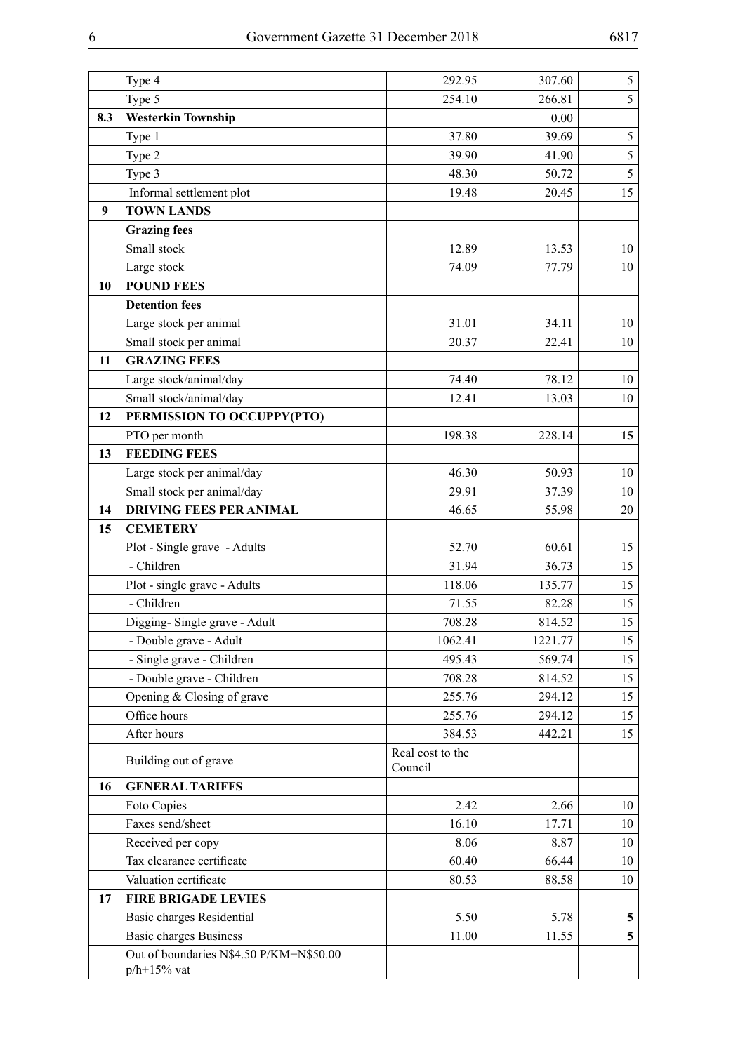| | | | | |
|---|---|---|---|---|
| | Type 4 | 292.95 | 307.60 | 5 |
| | Type 5 | 254.10 | 266.81 | 5 |
| **8.3** | **Westerkin Township** | | 0.00 | |
| | Type 1 | 37.80 | 39.69 | 5 |
| | Type 2 | 39.90 | 41.90 | 5 |
| | Type 3 | 48.30 | 50.72 | 5 |
| | Informal settlement plot | 19.48 | 20.45 | 15 |
| **9** | **TOWN LANDS** | | | |
| | **Grazing fees** | | | |
| | Small stock | 12.89 | 13.53 | 10 |
| | Large stock | 74.09 | 77.79 | 10 |
| **10** | **POUND FEES** | | | |
| | **Detention fees** | | | |
| | Large stock per animal | 31.01 | 34.11 | 10 |
| | Small stock per animal | 20.37 | 22.41 | 10 |
| **11** | **GRAZING FEES** | | | |
| | Large stock/animal/day | 74.40 | 78.12 | 10 |
| | Small stock/animal/day | 12.41 | 13.03 | 10 |
| **12** | **PERMISSION TO OCCUPPY(PTO)** | | | |
| | PTO per month | 198.38 | 228.14 | **15** |
| **13** | **FEEDING FEES** | | | |
| | Large stock per animal/day | 46.30 | 50.93 | 10 |
| | Small stock per animal/day | 29.91 | 37.39 | 10 |
| **14** | **DRIVING FEES PER ANIMAL** | 46.65 | 55.98 | 20 |
| **15** | **CEMETERY** | | | |
| | Plot - Single grave - Adults | 52.70 | 60.61 | 15 |
| | - Children | 31.94 | 36.73 | 15 |
| | Plot - single grave - Adults | 118.06 | 135.77 | 15 |
| | - Children | 71.55 | 82.28 | 15 |
| | Digging- Single grave - Adult | 708.28 | 814.52 | 15 |
| | - Double grave - Adult | 1062.41 | 1221.77 | 15 |
| | - Single grave - Children | 495.43 | 569.74 | 15 |
| | - Double grave - Children | 708.28 | 814.52 | 15 |
| | Opening & Closing of grave | 255.76 | 294.12 | 15 |
| | Office hours | 255.76 | 294.12 | 15 |
| | After hours | 384.53 | 442.21 | 15 |
| | Building out of grave | Real cost to the Council | | |
| **16** | **GENERAL TARIFFS** | | | |
| | Foto Copies | 2.42 | 2.66 | 10 |
| | Faxes send/sheet | 16.10 | 17.71 | 10 |
| | Received per copy | 8.06 | 8.87 | 10 |
| | Tax clearance certificate | 60.40 | 66.44 | 10 |
| | Valuation certificate | 80.53 | 88.58 | 10 |
| **17** | **FIRE BRIGADE LEVIES** | | | |
| | Basic charges Residential | 5.50 | 5.78 | **5** |
| | Basic charges Business | 11.00 | 11.55 | **5** |
| | Out of boundaries N$4.50 P/KM+N$50.00 p/h+15% vat | | | |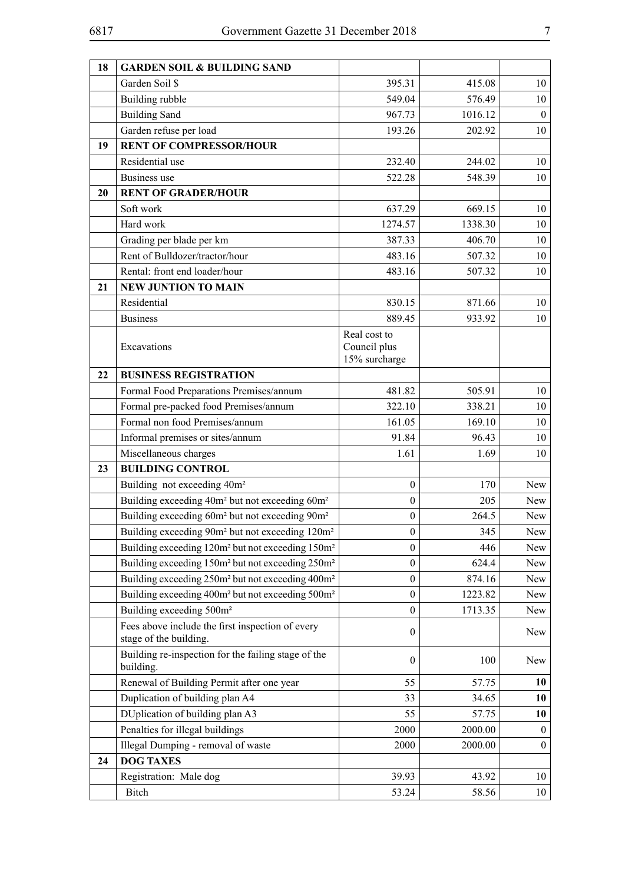| | | | | |
|---|---|---|---|---|
| 18 | **GARDEN SOIL & BUILDING SAND** | | | |
| | Garden Soil $ | 395.31 | 415.08 | 10 |
| | Building rubble | 549.04 | 576.49 | 10 |
| | Building Sand | 967.73 | 1016.12 | 0 |
| | Garden refuse per load | 193.26 | 202.92 | 10 |
| 19 | **RENT OF COMPRESSOR/HOUR** | | | |
| | Residential use | 232.40 | 244.02 | 10 |
| | Business use | 522.28 | 548.39 | 10 |
| 20 | **RENT OF GRADER/HOUR** | | | |
| | Soft work | 637.29 | 669.15 | 10 |
| | Hard work | 1274.57 | 1338.30 | 10 |
| | Grading per blade per km | 387.33 | 406.70 | 10 |
| | Rent of Bulldozer/tractor/hour | 483.16 | 507.32 | 10 |
| | Rental: front end loader/hour | 483.16 | 507.32 | 10 |
| 21 | **NEW JUNTION TO MAIN** | | | |
| | Residential | 830.15 | 871.66 | 10 |
| | Business | 889.45 | 933.92 | 10 |
| | Excavations | Real cost to Council plus 15% surcharge | | |
| 22 | **BUSINESS REGISTRATION** | | | |
| | Formal Food Preparations Premises/annum | 481.82 | 505.91 | 10 |
| | Formal pre-packed food Premises/annum | 322.10 | 338.21 | 10 |
| | Formal non food Premises/annum | 161.05 | 169.10 | 10 |
| | Informal premises or sites/annum | 91.84 | 96.43 | 10 |
| | Miscellaneous charges | 1.61 | 1.69 | 10 |
| 23 | **BUILDING CONTROL** | | | |
| | Building not exceeding 40m² | 0 | 170 | New |
| | Building exceeding 40m² but not exceeding 60m² | 0 | 205 | New |
| | Building exceeding 60m² but not exceeding 90m² | 0 | 264.5 | New |
| | Building exceeding 90m² but not exceeding 120m² | 0 | 345 | New |
| | Building exceeding 120m² but not exceeding 150m² | 0 | 446 | New |
| | Building exceeding 150m² but not exceeding 250m² | 0 | 624.4 | New |
| | Building exceeding 250m² but not exceeding 400m² | 0 | 874.16 | New |
| | Building exceeding 400m² but not exceeding 500m² | 0 | 1223.82 | New |
| | Building exceeding 500m² | 0 | 1713.35 | New |
| | Fees above include the first inspection of every stage of the building. | 0 | | New |
| | Building re-inspection for the failing stage of the building. | 0 | 100 | New |
| | Renewal of Building Permit after one year | 55 | 57.75 | **10** |
| | Duplication of building plan A4 | 33 | 34.65 | **10** |
| | DUplication of building plan A3 | 55 | 57.75 | **10** |
| | Penalties for illegal buildings | 2000 | 2000.00 | 0 |
| | Illegal Dumping - removal of waste | 2000 | 2000.00 | 0 |
| 24 | **DOG TAXES** | | | |
| | Registration: Male dog | 39.93 | 43.92 | 10 |
| | Bitch | 53.24 | 58.56 | 10 |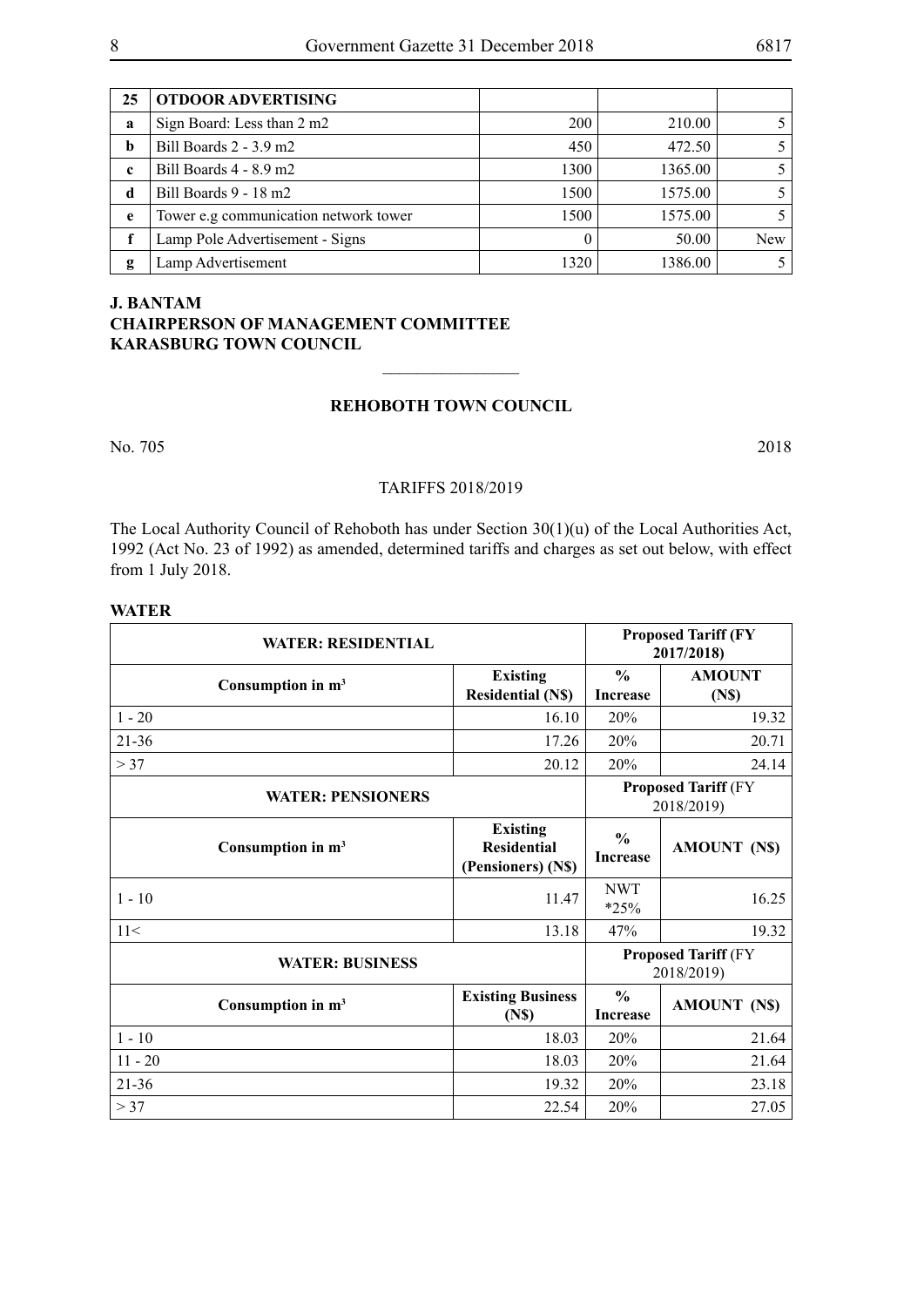| 25 | OTDOOR ADVERTISING | | | |
|---|---|---|---|---|
| a | Sign Board: Less than 2 m2 | 200 | 210.00 | 5 |
| b | Bill Boards 2 - 3.9 m2 | 450 | 472.50 | 5 |
| c | Bill Boards 4 - 8.9 m2 | 1300 | 1365.00 | 5 |
| d | Bill Boards 9 - 18 m2 | 1500 | 1575.00 | 5 |
| e | Tower e.g communication network tower | 1500 | 1575.00 | 5 |
| f | Lamp Pole Advertisement - Signs | 0 | 50.00 | New |
| g | Lamp Advertisement | 1320 | 1386.00 | 5 |

**J. BANTAM**
**CHAIRPERSON OF MANAGEMENT COMMITTEE**
**KARASBURG TOWN COUNCIL**

---

## REHOBOTH TOWN COUNCIL

No. 705 2018

TARIFFS 2018/2019

The Local Authority Council of Rehoboth has under Section 30(1)(u) of the Local Authorities Act, 1992 (Act No. 23 of 1992) as amended, determined tariffs and charges as set out below, with effect from 1 July 2018.

**WATER**

| WATER: RESIDENTIAL | | Proposed Tariff (FY 2017/2018) | |
|---|---|---|---|
| Consumption in m³ | Existing Residential (N$) | % Increase | AMOUNT (N$) |
| 1 - 20 | 16.10 | 20% | 19.32 |
| 21-36 | 17.26 | 20% | 20.71 |
| > 37 | 20.12 | 20% | 24.14 |
| **WATER: PENSIONERS** | | **Proposed Tariff** (FY 2018/2019) | |
| **Consumption in m³** | **Existing Residential (Pensioners) (N$)** | **% Increase** | **AMOUNT (N$)** |
| 1 - 10 | 11.47 | NWT *25% | 16.25 |
| 11< | 13.18 | 47% | 19.32 |
| **WATER: BUSINESS** | | **Proposed Tariff** (FY 2018/2019) | |
| **Consumption in m³** | **Existing Business (N$)** | **% Increase** | **AMOUNT (N$)** |
| 1 - 10 | 18.03 | 20% | 21.64 |
| 11 - 20 | 18.03 | 20% | 21.64 |
| 21-36 | 19.32 | 20% | 23.18 |
| > 37 | 22.54 | 20% | 27.05 |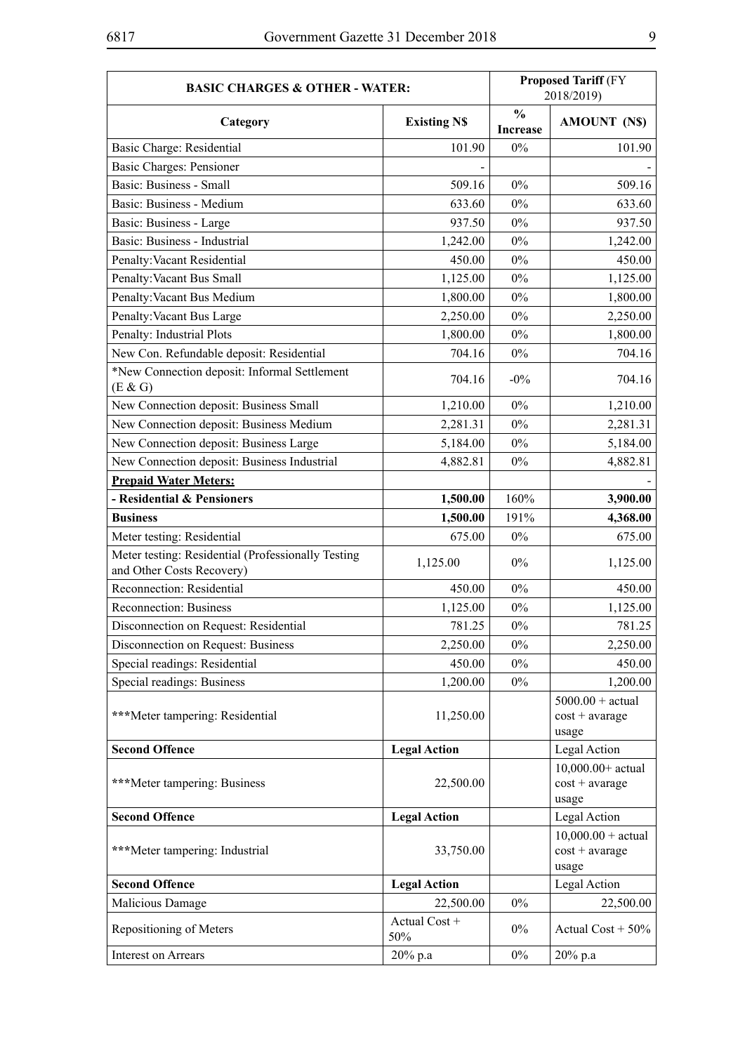| BASIC CHARGES & OTHER - WATER: | | Proposed Tariff (FY 2018/2019) | |
|---|---|---|---|
| **Category** | **Existing N$** | **% Increase** | **AMOUNT (N$)** |
| Basic Charge: Residential | 101.90 | 0% | 101.90 |
| Basic Charges: Pensioner | - | | - |
| Basic: Business - Small | 509.16 | 0% | 509.16 |
| Basic: Business - Medium | 633.60 | 0% | 633.60 |
| Basic: Business - Large | 937.50 | 0% | 937.50 |
| Basic: Business - Industrial | 1,242.00 | 0% | 1,242.00 |
| Penalty:Vacant Residential | 450.00 | 0% | 450.00 |
| Penalty:Vacant Bus Small | 1,125.00 | 0% | 1,125.00 |
| Penalty:Vacant Bus Medium | 1,800.00 | 0% | 1,800.00 |
| Penalty:Vacant Bus Large | 2,250.00 | 0% | 2,250.00 |
| Penalty: Industrial Plots | 1,800.00 | 0% | 1,800.00 |
| New Con. Refundable deposit: Residential | 704.16 | 0% | 704.16 |
| *New Connection deposit: Informal Settlement (E & G) | 704.16 | -0% | 704.16 |
| New Connection deposit: Business Small | 1,210.00 | 0% | 1,210.00 |
| New Connection deposit: Business Medium | 2,281.31 | 0% | 2,281.31 |
| New Connection deposit: Business Large | 5,184.00 | 0% | 5,184.00 |
| New Connection deposit: Business Industrial | 4,882.81 | 0% | 4,882.81 |
| **Prepaid Water Meters:** | | | - |
| **- Residential & Pensioners** | **1,500.00** | 160% | **3,900.00** |
| **Business** | **1,500.00** | 191% | **4,368.00** |
| Meter testing: Residential | 675.00 | 0% | 675.00 |
| Meter testing: Residential (Professionally Testing and Other Costs Recovery) | 1,125.00 | 0% | 1,125.00 |
| Reconnection: Residential | 450.00 | 0% | 450.00 |
| Reconnection: Business | 1,125.00 | 0% | 1,125.00 |
| Disconnection on Request: Residential | 781.25 | 0% | 781.25 |
| Disconnection on Request: Business | 2,250.00 | 0% | 2,250.00 |
| Special readings: Residential | 450.00 | 0% | 450.00 |
| Special readings: Business | 1,200.00 | 0% | 1,200.00 |
| ***Meter tampering: Residential | 11,250.00 | | 5000.00 + actual cost + avarage usage |
| **Second Offence** | **Legal Action** | | Legal Action |
| ***Meter tampering: Business | 22,500.00 | | 10,000.00+ actual cost + avarage usage |
| **Second Offence** | **Legal Action** | | Legal Action |
| ***Meter tampering: Industrial | 33,750.00 | | 10,000.00 + actual cost + avarage usage |
| **Second Offence** | **Legal Action** | | Legal Action |
| Malicious Damage | 22,500.00 | 0% | 22,500.00 |
| Repositioning of Meters | Actual Cost + 50% | 0% | Actual Cost + 50% |
| Interest on Arrears | 20% p.a | 0% | 20% p.a |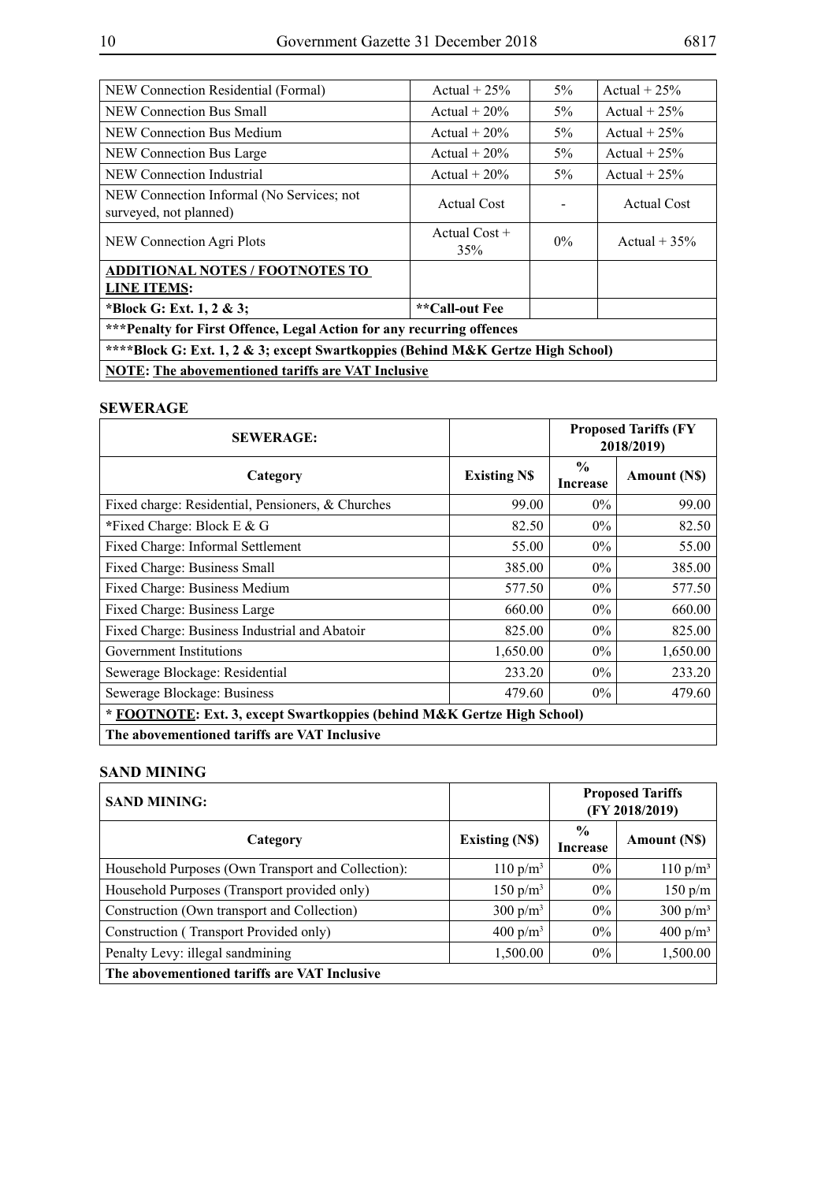| NEW Connection Residential (Formal) | Actual + 25% | 5% | Actual + 25% |
|---|---|---|---|
| NEW Connection Bus Small | Actual + 20% | 5% | Actual + 25% |
| NEW Connection Bus Medium | Actual + 20% | 5% | Actual + 25% |
| NEW Connection Bus Large | Actual + 20% | 5% | Actual + 25% |
| NEW Connection Industrial | Actual + 20% | 5% | Actual + 25% |
| NEW Connection Informal (No Services; not surveyed, not planned) | Actual Cost | - | Actual Cost |
| NEW Connection Agri Plots | Actual Cost + 35% | 0% | Actual + 35% |
| **ADDITIONAL NOTES / FOOTNOTES TO LINE ITEMS:** | | | |
| ***Block G: Ext. 1, 2 & 3;** | ****Call-out Fee** | | |
| *****Penalty for First Offence, Legal Action for any recurring offences** | | | |
| ******Block G: Ext. 1, 2 & 3; except Swartkoppies (Behind M&K Gertze High School)** | | | |
| **NOTE: The abovementioned tariffs are VAT Inclusive** | | | |

## SEWERAGE

| SEWERAGE: | | Proposed Tariffs (FY 2018/2019) | |
|---|---|---|---|
| **Category** | **Existing N$** | **% Increase** | **Amount (N$)** |
| Fixed charge: Residential, Pensioners, & Churches | 99.00 | 0% | 99.00 |
| *Fixed Charge: Block E & G | 82.50 | 0% | 82.50 |
| Fixed Charge: Informal Settlement | 55.00 | 0% | 55.00 |
| Fixed Charge: Business Small | 385.00 | 0% | 385.00 |
| Fixed Charge: Business Medium | 577.50 | 0% | 577.50 |
| Fixed Charge: Business Large | 660.00 | 0% | 660.00 |
| Fixed Charge: Business Industrial and Abatoir | 825.00 | 0% | 825.00 |
| Government Institutions | 1,650.00 | 0% | 1,650.00 |
| Sewerage Blockage: Residential | 233.20 | 0% | 233.20 |
| Sewerage Blockage: Business | 479.60 | 0% | 479.60 |
| *** FOOTNOTE: Ext. 3, except Swartkoppies (behind M&K Gertze High School)** | | | |
| **The abovementioned tariffs are VAT Inclusive** | | | |

## SAND MINING

| SAND MINING: | | Proposed Tariffs (FY 2018/2019) | |
|---|---|---|---|
| **Category** | **Existing (N$)** | **% Increase** | **Amount (N$)** |
| Household Purposes (Own Transport and Collection): | 110 p/m³ | 0% | 110 p/m³ |
| Household Purposes (Transport provided only) | 150 p/m³ | 0% | 150 p/m |
| Construction (Own transport and Collection) | 300 p/m³ | 0% | 300 p/m³ |
| Construction ( Transport Provided only) | 400 p/m³ | 0% | 400 p/m³ |
| Penalty Levy: illegal sandmining | 1,500.00 | 0% | 1,500.00 |
| **The abovementioned tariffs are VAT Inclusive** | | | |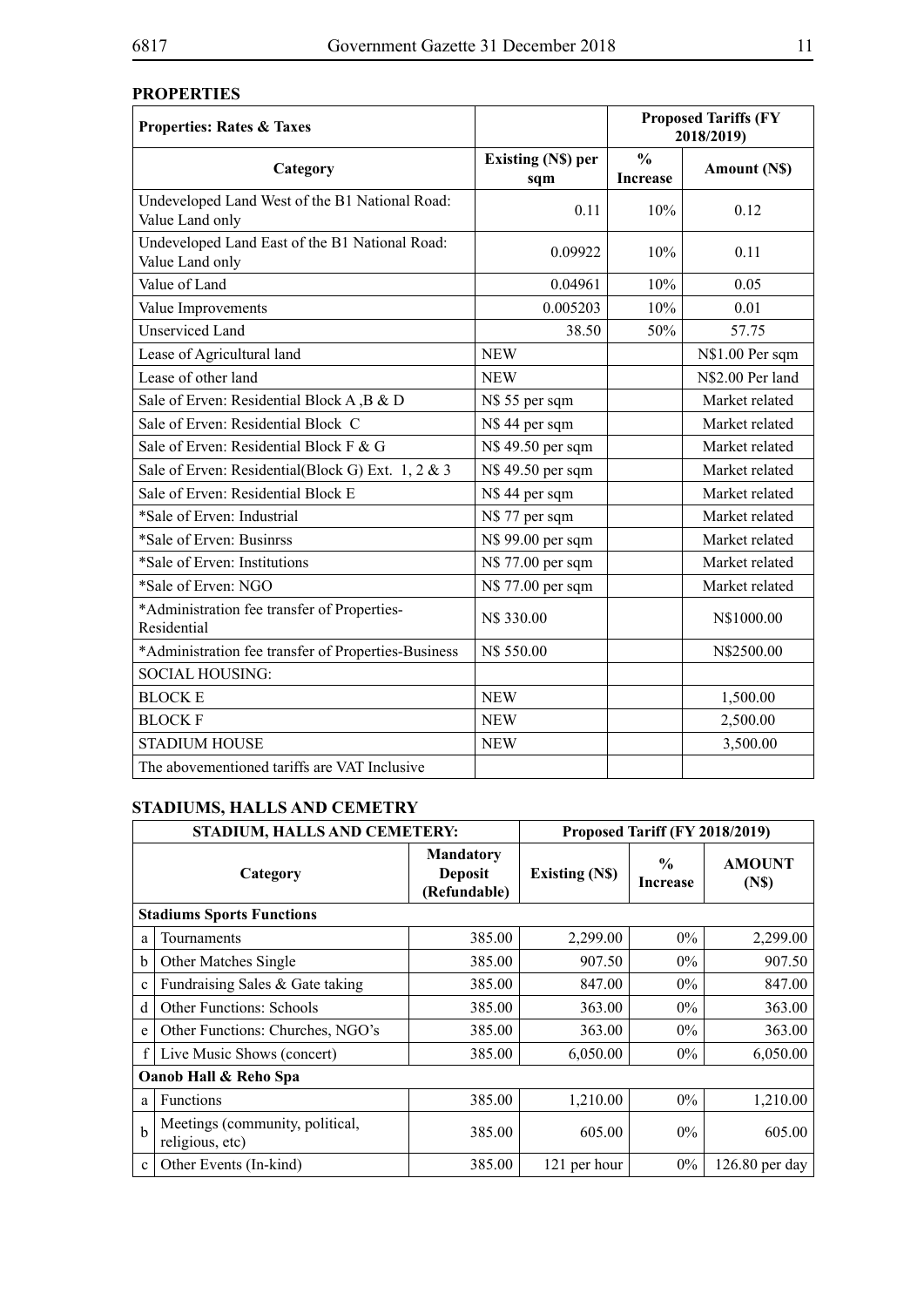## PROPERTIES

| Properties: Rates & Taxes | | Proposed Tariffs (FY 2018/2019) | |
|---|---|---|---|
| **Category** | **Existing (N$) per sqm** | **% Increase** | **Amount (N$)** |
| Undeveloped Land West of the B1 National Road: Value Land only | 0.11 | 10% | 0.12 |
| Undeveloped Land East of the B1 National Road: Value Land only | 0.09922 | 10% | 0.11 |
| Value of Land | 0.04961 | 10% | 0.05 |
| Value Improvements | 0.005203 | 10% | 0.01 |
| Unserviced Land | 38.50 | 50% | 57.75 |
| Lease of Agricultural land | NEW | | N$1.00 Per sqm |
| Lease of other land | NEW | | N$2.00 Per land |
| Sale of Erven: Residential Block A ,B & D | N$ 55 per sqm | | Market related |
| Sale of Erven: Residential Block C | N$ 44 per sqm | | Market related |
| Sale of Erven: Residential Block F & G | N$ 49.50 per sqm | | Market related |
| Sale of Erven: Residential(Block G) Ext. 1, 2 & 3 | N$ 49.50 per sqm | | Market related |
| Sale of Erven: Residential Block E | N$ 44 per sqm | | Market related |
| *Sale of Erven: Industrial | N$ 77 per sqm | | Market related |
| *Sale of Erven: Businrss | N$ 99.00 per sqm | | Market related |
| *Sale of Erven: Institutions | N$ 77.00 per sqm | | Market related |
| *Sale of Erven: NGO | N$ 77.00 per sqm | | Market related |
| *Administration fee transfer of Properties-Residential | N$ 330.00 | | N$1000.00 |
| *Administration fee transfer of Properties-Business | N$ 550.00 | | N$2500.00 |
| SOCIAL HOUSING: | | | |
| BLOCK E | NEW | | 1,500.00 |
| BLOCK F | NEW | | 2,500.00 |
| STADIUM HOUSE | NEW | | 3,500.00 |
| The abovementioned tariffs are VAT Inclusive | | | |

## STADIUMS, HALLS AND CEMETRY

| STADIUM, HALLS AND CEMETERY: | | | Proposed Tariff (FY 2018/2019) | | |
|---|---|---|---|---|---|
| **Category** | | **Mandatory Deposit (Refundable)** | **Existing (N$)** | **% Increase** | **AMOUNT (N$)** |
| **Stadiums Sports Functions** | | | | | |
| a | Tournaments | 385.00 | 2,299.00 | 0% | 2,299.00 |
| b | Other Matches Single | 385.00 | 907.50 | 0% | 907.50 |
| c | Fundraising Sales & Gate taking | 385.00 | 847.00 | 0% | 847.00 |
| d | Other Functions: Schools | 385.00 | 363.00 | 0% | 363.00 |
| e | Other Functions: Churches, NGO's | 385.00 | 363.00 | 0% | 363.00 |
| f | Live Music Shows (concert) | 385.00 | 6,050.00 | 0% | 6,050.00 |
| **Oanob Hall & Reho Spa** | | | | | |
| a | Functions | 385.00 | 1,210.00 | 0% | 1,210.00 |
| b | Meetings (community, political, religious, etc) | 385.00 | 605.00 | 0% | 605.00 |
| c | Other Events (In-kind) | 385.00 | 121 per hour | 0% | 126.80 per day |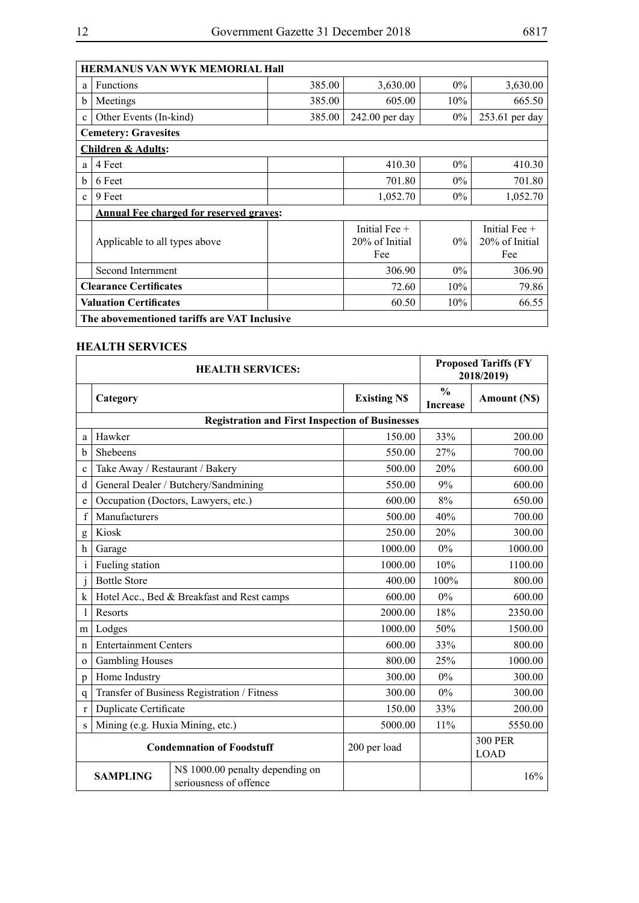| HERMANUS VAN WYK MEMORIAL Hall | | | | | |
|---|---|---|---|---|---|
| a | Functions | 385.00 | 3,630.00 | 0% | 3,630.00 |
| b | Meetings | 385.00 | 605.00 | 10% | 665.50 |
| c | Other Events (In-kind) | 385.00 | 242.00 per day | 0% | 253.61 per day |
| **Cemetery: Gravesites** | | | | | |
| | **Children & Adults:** | | | | |
| a | 4 Feet | | 410.30 | 0% | 410.30 |
| b | 6 Feet | | 701.80 | 0% | 701.80 |
| c | 9 Feet | | 1,052.70 | 0% | 1,052.70 |
| | **Annual Fee charged for reserved graves:** | | | | |
| | Applicable to all types above | | Initial Fee + 20% of Initial Fee | 0% | Initial Fee + 20% of Initial Fee |
| | Second Internment | | 306.90 | 0% | 306.90 |
| **Clearance Certificates** | | | 72.60 | 10% | 79.86 |
| **Valuation Certificates** | | | 60.50 | 10% | 66.55 |
| **The abovementioned tariffs are VAT Inclusive** | | | | | |

## HEALTH SERVICES

| | **HEALTH SERVICES:** | | **Proposed Tariffs (FY 2018/2019)** | |
|---|---|---|---|---|
| | **Category** | **Existing N$** | **% Increase** | **Amount (N$)** |
| | **Registration and First Inspection of Businesses** | | | |
| a | Hawker | 150.00 | 33% | 200.00 |
| b | Shebeens | 550.00 | 27% | 700.00 |
| c | Take Away / Restaurant / Bakery | 500.00 | 20% | 600.00 |
| d | General Dealer / Butchery/Sandmining | 550.00 | 9% | 600.00 |
| e | Occupation (Doctors, Lawyers, etc.) | 600.00 | 8% | 650.00 |
| f | Manufacturers | 500.00 | 40% | 700.00 |
| g | Kiosk | 250.00 | 20% | 300.00 |
| h | Garage | 1000.00 | 0% | 1000.00 |
| i | Fueling station | 1000.00 | 10% | 1100.00 |
| j | Bottle Store | 400.00 | 100% | 800.00 |
| k | Hotel Acc., Bed & Breakfast and Rest camps | 600.00 | 0% | 600.00 |
| l | Resorts | 2000.00 | 18% | 2350.00 |
| m | Lodges | 1000.00 | 50% | 1500.00 |
| n | Entertainment Centers | 600.00 | 33% | 800.00 |
| o | Gambling Houses | 800.00 | 25% | 1000.00 |
| p | Home Industry | 300.00 | 0% | 300.00 |
| q | Transfer of Business Registration / Fitness | 300.00 | 0% | 300.00 |
| r | Duplicate Certificate | 150.00 | 33% | 200.00 |
| s | Mining (e.g. Huxia Mining, etc.) | 5000.00 | 11% | 5550.00 |
| | **Condemnation of Foodstuff** | 200 per load | | 300 PER LOAD |
| **SAMPLING** | N$ 1000.00 penalty depending on seriousness of offence | | | 16% |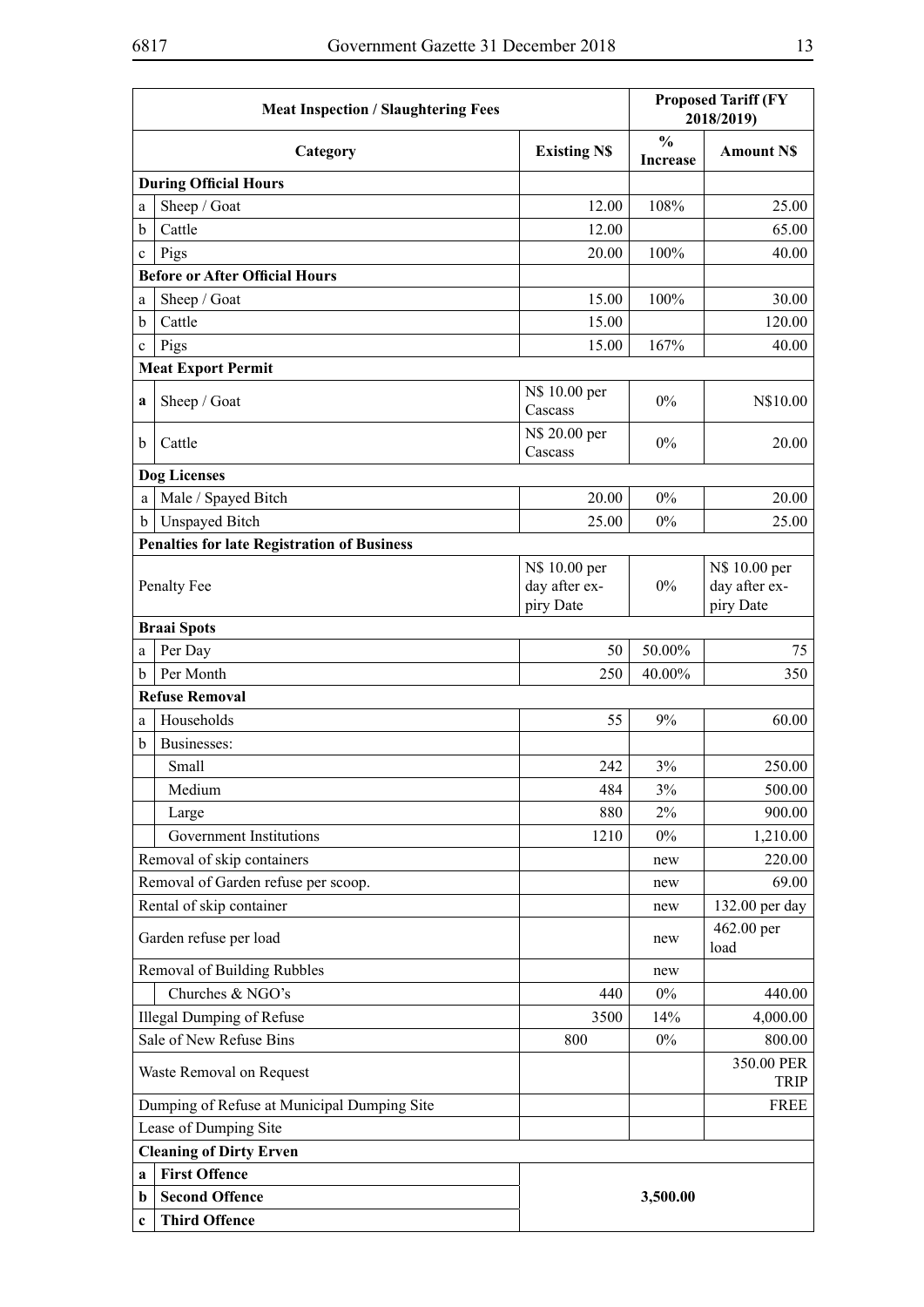| Meat Inspection / Slaughtering Fees | | | Proposed Tariff (FY 2018/2019) | |
|---|---|---|---|---|
| | **Category** | **Existing N$** | **% Increase** | **Amount N$** |
| **During Official Hours** | | | | |
| a | Sheep / Goat | 12.00 | 108% | 25.00 |
| b | Cattle | 12.00 | | 65.00 |
| c | Pigs | 20.00 | 100% | 40.00 |
| **Before or After Official Hours** | | | | |
| a | Sheep / Goat | 15.00 | 100% | 30.00 |
| b | Cattle | 15.00 | | 120.00 |
| c | Pigs | 15.00 | 167% | 40.00 |
| **Meat Export Permit** | | | | |
| **a** | Sheep / Goat | N$ 10.00 per Cascass | 0% | N$10.00 |
| b | Cattle | N$ 20.00 per Cascass | 0% | 20.00 |
| **Dog Licenses** | | | | |
| a | Male / Spayed Bitch | 20.00 | 0% | 20.00 |
| b | Unspayed Bitch | 25.00 | 0% | 25.00 |
| **Penalties for late Registration of Business** | | | | |
| Penalty Fee | | N$ 10.00 per day after expiry Date | 0% | N$ 10.00 per day after expiry Date |
| **Braai Spots** | | | | |
| a | Per Day | 50 | 50.00% | 75 |
| b | Per Month | 250 | 40.00% | 350 |
| **Refuse Removal** | | | | |
| a | Households | 55 | 9% | 60.00 |
| b | Businesses: | | | |
| | Small | 242 | 3% | 250.00 |
| | Medium | 484 | 3% | 500.00 |
| | Large | 880 | 2% | 900.00 |
| | Government Institutions | 1210 | 0% | 1,210.00 |
| Removal of skip containers | | | new | 220.00 |
| Removal of Garden refuse per scoop. | | | new | 69.00 |
| Rental of skip container | | | new | 132.00 per day |
| Garden refuse per load | | | new | 462.00 per load |
| Removal of Building Rubbles | | | new | |
| | Churches & NGO's | 440 | 0% | 440.00 |
| Illegal Dumping of Refuse | | 3500 | 14% | 4,000.00 |
| Sale of New Refuse Bins | | 800 | 0% | 800.00 |
| Waste Removal on Request | | | | 350.00 PER TRIP |
| Dumping of Refuse at Municipal Dumping Site | | | | FREE |
| Lease of Dumping Site | | | | |
| **Cleaning of Dirty Erven** | | | | |
| **a** | **First Offence** | | | |
| **b** | **Second Offence** | | **3,500.00** | |
| **c** | **Third Offence** | | | |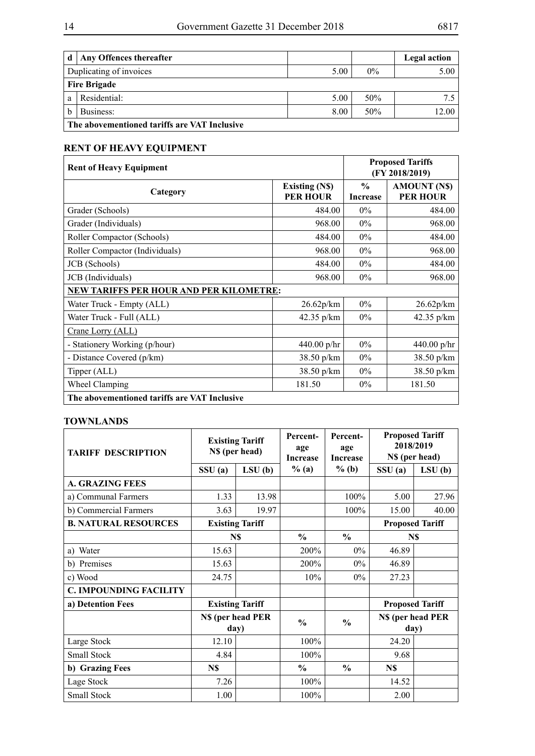| d | Any Offences thereafter | | | Legal action |
|---|---|---|---|---|
| Duplicating of invoices | | 5.00 | 0% | 5.00 |
| **Fire Brigade** | | | | |
| a | Residential: | 5.00 | 50% | 7.5 |
| b | Business: | 8.00 | 50% | 12.00 |
| **The abovementioned tariffs are VAT Inclusive** | | | | |

## RENT OF HEAVY EQUIPMENT

| **Rent of Heavy Equipment** | | **Proposed Tariffs (FY 2018/2019)** | |
|---|---|---|---|
| **Category** | **Existing (N$) PER HOUR** | **% Increase** | **AMOUNT (N$) PER HOUR** |
| Grader (Schools) | 484.00 | 0% | 484.00 |
| Grader (Individuals) | 968.00 | 0% | 968.00 |
| Roller Compactor (Schools) | 484.00 | 0% | 484.00 |
| Roller Compactor (Individuals) | 968.00 | 0% | 968.00 |
| JCB (Schools) | 484.00 | 0% | 484.00 |
| JCB (Individuals) | 968.00 | 0% | 968.00 |
| **NEW TARIFFS PER HOUR AND PER KILOMETRE:** | | | |
| Water Truck - Empty (ALL) | 26.62p/km | 0% | 26.62p/km |
| Water Truck - Full (ALL) | 42.35 p/km | 0% | 42.35 p/km |
| Crane Lorry (ALL) | | | |
| - Stationery Working (p/hour) | 440.00 p/hr | 0% | 440.00 p/hr |
| - Distance Covered (p/km) | 38.50 p/km | 0% | 38.50 p/km |
| Tipper (ALL) | 38.50 p/km | 0% | 38.50 p/km |
| Wheel Clamping | 181.50 | 0% | 181.50 |
| **The abovementioned tariffs are VAT Inclusive** | | | |

## TOWNLANDS

| **TARIFF DESCRIPTION** | **Existing Tariff N$ (per head)** | | **Percentage Increase** | **Percentage Increase** | **Proposed Tariff 2018/2019 N$ (per head)** | |
|---|---|---|---|---|---|---|
| | **SSU (a)** | **LSU (b)** | **% (a)** | **% (b)** | **SSU (a)** | **LSU (b)** |
| **A. GRAZING FEES** | | | | | | |
| a) Communal Farmers | 1.33 | 13.98 | | 100% | 5.00 | 27.96 |
| b) Commercial Farmers | 3.63 | 19.97 | | 100% | 15.00 | 40.00 |
| **B. NATURAL RESOURCES** | **Existing Tariff** | | | | **Proposed Tariff** | |
| | **N$** | | **%** | **%** | **N$** | |
| a) Water | 15.63 | | 200% | 0% | 46.89 | |
| b) Premises | 15.63 | | 200% | 0% | 46.89 | |
| c) Wood | 24.75 | | 10% | 0% | 27.23 | |
| **C. IMPOUNDING FACILITY** | | | | | | |
| **a) Detention Fees** | **Existing Tariff** | | | | **Proposed Tariff** | |
| | **N$ (per head PER day)** | | **%** | **%** | **N$ (per head PER day)** | |
| Large Stock | 12.10 | | 100% | | 24.20 | |
| Small Stock | 4.84 | | 100% | | 9.68 | |
| **b) Grazing Fees** | **N$** | | **%** | **%** | **N$** | |
| Lage Stock | 7.26 | | 100% | | 14.52 | |
| Small Stock | 1.00 | | 100% | | 2.00 | |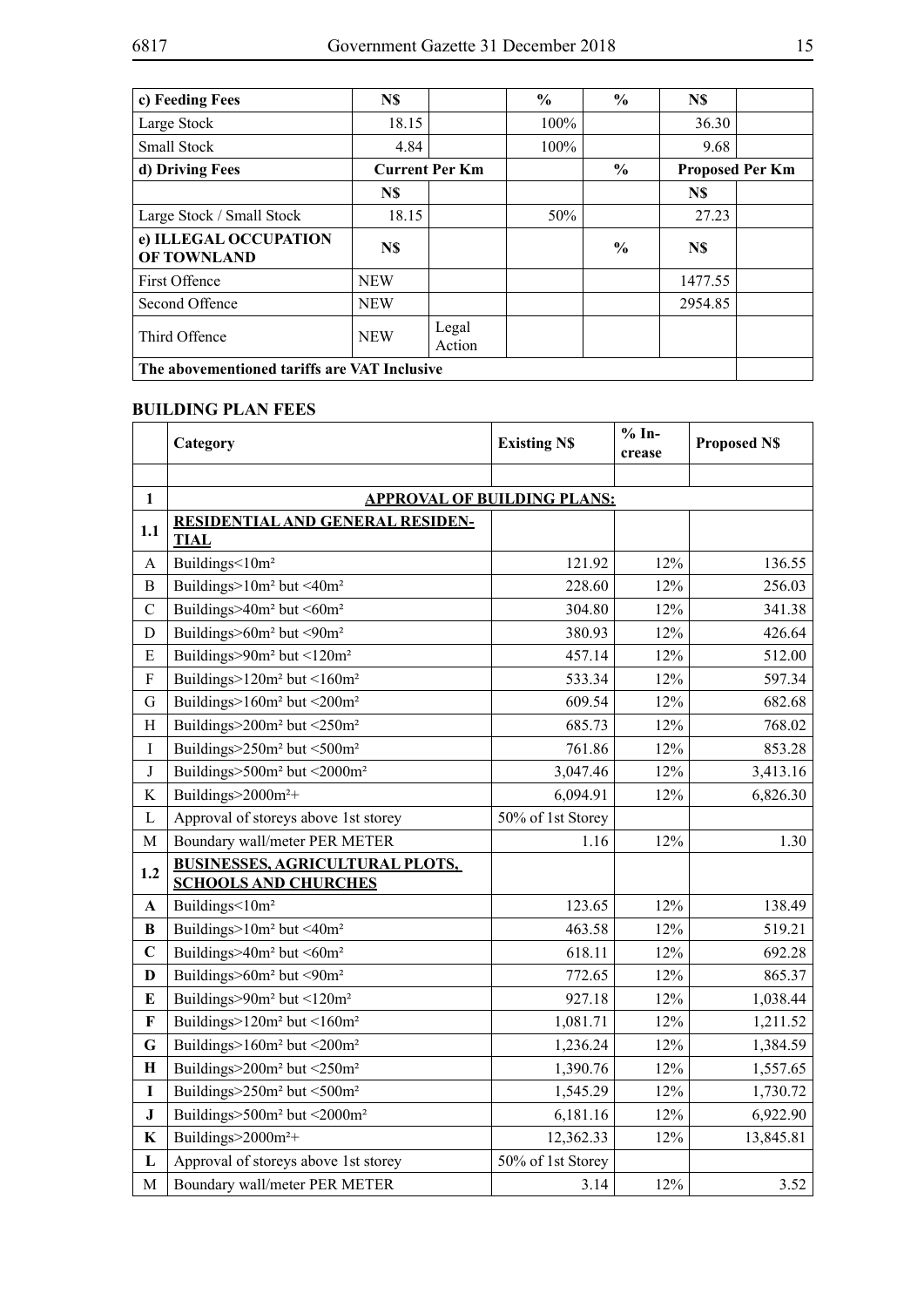| c) Feeding Fees | N$ | | % | % | N$ | |
|---|---|---|---|---|---|---|
| Large Stock | 18.15 | | 100% | | 36.30 | |
| Small Stock | 4.84 | | 100% | | 9.68 | |
| **d) Driving Fees** | **Current Per Km** | | | **%** | **Proposed Per Km** | |
| | **N$** | | | | **N$** | |
| Large Stock / Small Stock | 18.15 | | 50% | | 27.23 | |
| **e) ILLEGAL OCCUPATION OF TOWNLAND** | **N$** | | | **%** | **N$** | |
| First Offence | NEW | | | | 1477.55 | |
| Second Offence | NEW | | | | 2954.85 | |
| Third Offence | NEW | Legal Action | | | | |
| **The abovementioned tariffs are VAT Inclusive** | | | | | | |

**BUILDING PLAN FEES**

| | Category | Existing N$ | % Increase | Proposed N$ |
|---|---|---|---|---|
| | | | | |
| **1** | **APPROVAL OF BUILDING PLANS:** | | | |
| **1.1** | **RESIDENTIAL AND GENERAL RESIDENTIAL** | | | |
| A | Buildings<10m² | 121.92 | 12% | 136.55 |
| B | Buildings>10m² but <40m² | 228.60 | 12% | 256.03 |
| C | Buildings>40m² but <60m² | 304.80 | 12% | 341.38 |
| D | Buildings>60m² but <90m² | 380.93 | 12% | 426.64 |
| E | Buildings>90m² but <120m² | 457.14 | 12% | 512.00 |
| F | Buildings>120m² but <160m² | 533.34 | 12% | 597.34 |
| G | Buildings>160m² but <200m² | 609.54 | 12% | 682.68 |
| H | Buildings>200m² but <250m² | 685.73 | 12% | 768.02 |
| I | Buildings>250m² but <500m² | 761.86 | 12% | 853.28 |
| J | Buildings>500m² but <2000m² | 3,047.46 | 12% | 3,413.16 |
| K | Buildings>2000m²+ | 6,094.91 | 12% | 6,826.30 |
| L | Approval of storeys above 1st storey | 50% of 1st Storey | | |
| M | Boundary wall/meter PER METER | 1.16 | 12% | 1.30 |
| **1.2** | **BUSINESSES, AGRICULTURAL PLOTS, SCHOOLS AND CHURCHES** | | | |
| **A** | Buildings<10m² | 123.65 | 12% | 138.49 |
| **B** | Buildings>10m² but <40m² | 463.58 | 12% | 519.21 |
| **C** | Buildings>40m² but <60m² | 618.11 | 12% | 692.28 |
| **D** | Buildings>60m² but <90m² | 772.65 | 12% | 865.37 |
| **E** | Buildings>90m² but <120m² | 927.18 | 12% | 1,038.44 |
| **F** | Buildings>120m² but <160m² | 1,081.71 | 12% | 1,211.52 |
| **G** | Buildings>160m² but <200m² | 1,236.24 | 12% | 1,384.59 |
| **H** | Buildings>200m² but <250m² | 1,390.76 | 12% | 1,557.65 |
| **I** | Buildings>250m² but <500m² | 1,545.29 | 12% | 1,730.72 |
| **J** | Buildings>500m² but <2000m² | 6,181.16 | 12% | 6,922.90 |
| **K** | Buildings>2000m²+ | 12,362.33 | 12% | 13,845.81 |
| **L** | Approval of storeys above 1st storey | 50% of 1st Storey | | |
| M | Boundary wall/meter PER METER | 3.14 | 12% | 3.52 |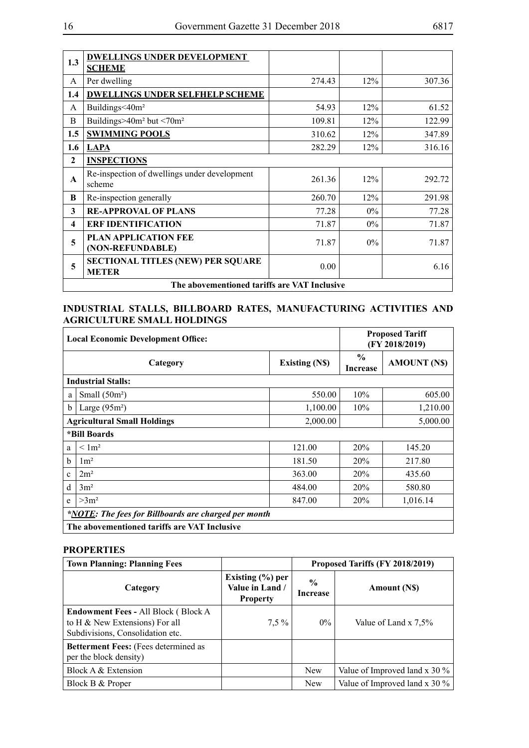| | | | | |
|---|---|---|---|---|
| **1.3** | **DWELLINGS UNDER DEVELOPMENT SCHEME** | | | |
| A | Per dwelling | 274.43 | 12% | 307.36 |
| **1.4** | **DWELLINGS UNDER SELFHELP SCHEME** | | | |
| A | Buildings<40m² | 54.93 | 12% | 61.52 |
| B | Buildings>40m² but <70m² | 109.81 | 12% | 122.99 |
| **1.5** | **SWIMMING POOLS** | 310.62 | 12% | 347.89 |
| **1.6** | **LAPA** | 282.29 | 12% | 316.16 |
| **2** | **INSPECTIONS** | | | |
| **A** | Re-inspection of dwellings under development scheme | 261.36 | 12% | 292.72 |
| **B** | Re-inspection generally | 260.70 | 12% | 291.98 |
| **3** | **RE-APPROVAL OF PLANS** | 77.28 | 0% | 77.28 |
| **4** | **ERF IDENTIFICATION** | 71.87 | 0% | 71.87 |
| **5** | **PLAN APPLICATION FEE (NON-REFUNDABLE)** | 71.87 | 0% | 71.87 |
| **5** | **SECTIONAL TITLES (NEW) PER SQUARE METER** | 0.00 | | 6.16 |
| **The abovementioned tariffs are VAT Inclusive** | | | | |

## INDUSTRIAL STALLS, BILLBOARD RATES, MANUFACTURING ACTIVITIES AND AGRICULTURE SMALL HOLDINGS

| **Local Economic Development Office:** | | | **Proposed Tariff (FY 2018/2019)** | |
|---|---|---|---|---|
| **Category** | | **Existing (N$)** | **% Increase** | **AMOUNT (N$)** |
| **Industrial Stalls:** | | | | |
| a | Small (50m²) | 550.00 | 10% | 605.00 |
| b | Large (95m²) | 1,100.00 | 10% | 1,210.00 |
| **Agricultural Small Holdings** | | 2,000.00 | | 5,000.00 |
| ***Bill Boards** | | | | |
| a | < 1m² | 121.00 | 20% | 145.20 |
| b | 1m² | 181.50 | 20% | 217.80 |
| c | 2m² | 363.00 | 20% | 435.60 |
| d | 3m² | 484.00 | 20% | 580.80 |
| e | >3m² | 847.00 | 20% | 1,016.14 |
| ***NOTE: The fees for Billboards are charged per month*** | | | | |
| **The abovementioned tariffs are VAT Inclusive** | | | | |

## PROPERTIES

| **Town Planning: Planning Fees** | | **Proposed Tariffs (FY 2018/2019)** | |
|---|---|---|---|
| **Category** | **Existing (%) per Value in Land / Property** | **% Increase** | **Amount (N$)** |
| **Endowment Fees -** All Block ( Block A to H & New Extensions) For all Subdivisions, Consolidation etc. | 7,5 % | 0% | Value of Land x 7,5% |
| **Betterment Fees:** (Fees determined as per the block density) | | | |
| Block A & Extension | | New | Value of Improved land x 30 % |
| Block B & Proper | | New | Value of Improved land x 30 % |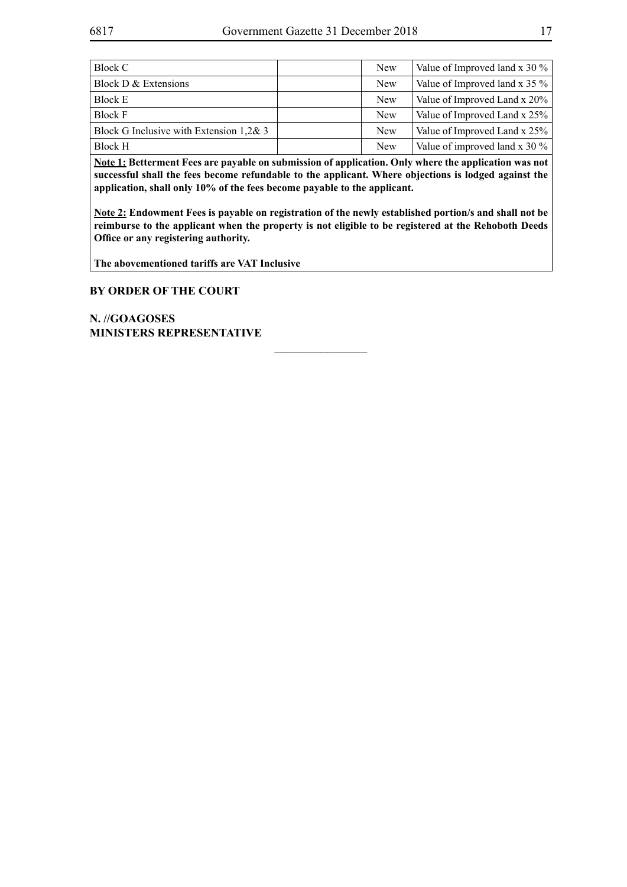| | | | |
|---|---|---|---|
| Block C | | New | Value of Improved land x 30 % |
| Block D & Extensions | | New | Value of Improved land x 35 % |
| Block E | | New | Value of Improved Land x 20% |
| Block F | | New | Value of Improved Land x 25% |
| Block G Inclusive with Extension 1,2& 3 | | New | Value of Improved Land x 25% |
| Block H | | New | Value of improved land x 30 % |

**Note 1: Betterment Fees are payable on submission of application. Only where the application was not successful shall the fees become refundable to the applicant. Where objections is lodged against the application, shall only 10% of the fees become payable to the applicant.**

**Note 2: Endowment Fees is payable on registration of the newly established portion/s and shall not be reimburse to the applicant when the property is not eligible to be registered at the Rehoboth Deeds Office or any registering authority.**

**The abovementioned tariffs are VAT Inclusive**

**BY ORDER OF THE COURT**

**N. //GOAGOSES**
**MINISTERS REPRESENTATIVE**